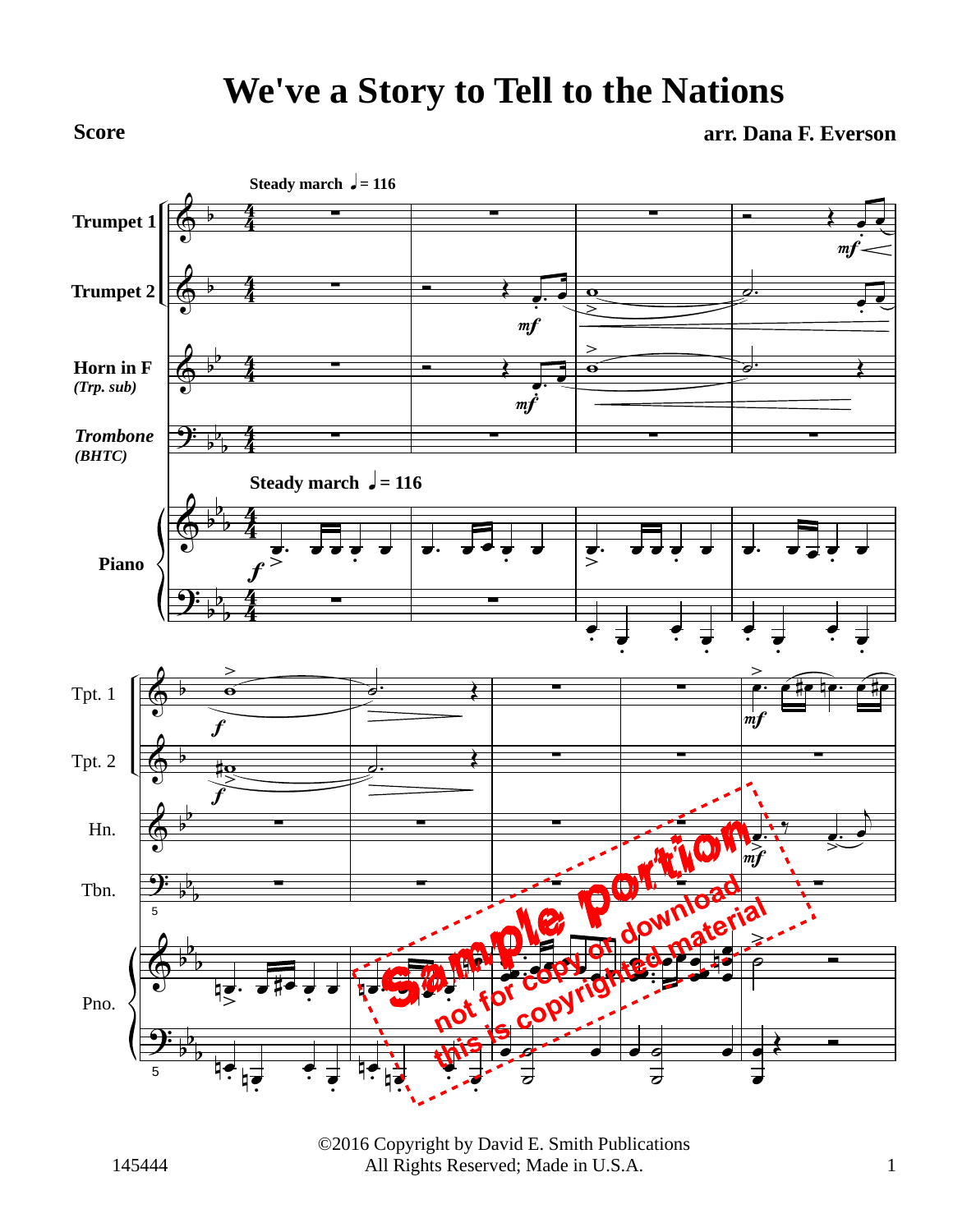# We've a Story to Tell to the Nations

**Score**

**arr. Dana F. Everson**

**Steady march** ♩= 116

Trumpet 1

Trumpet 2

Horn in F
*(Trp. sub)*

*Trombone*
*(BHTC)*

Piano

©2016 Copyright by David E. Smith Publications
All Rights Reserved; Made in U.S.A.

145444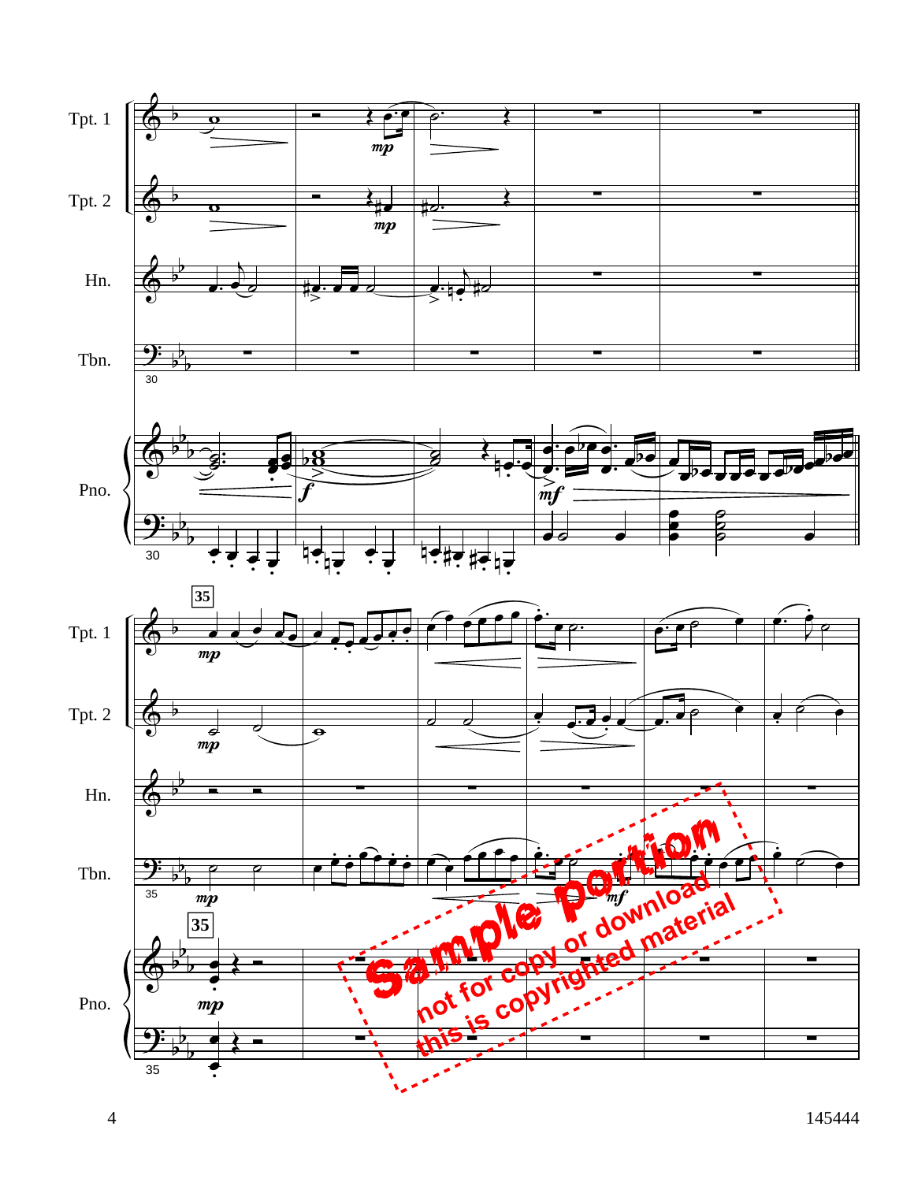Tpt. 1

Tpt. 2

Hn.

Tbn.

Pno.

Sample portion
not for copy or download
this is copyrighted material